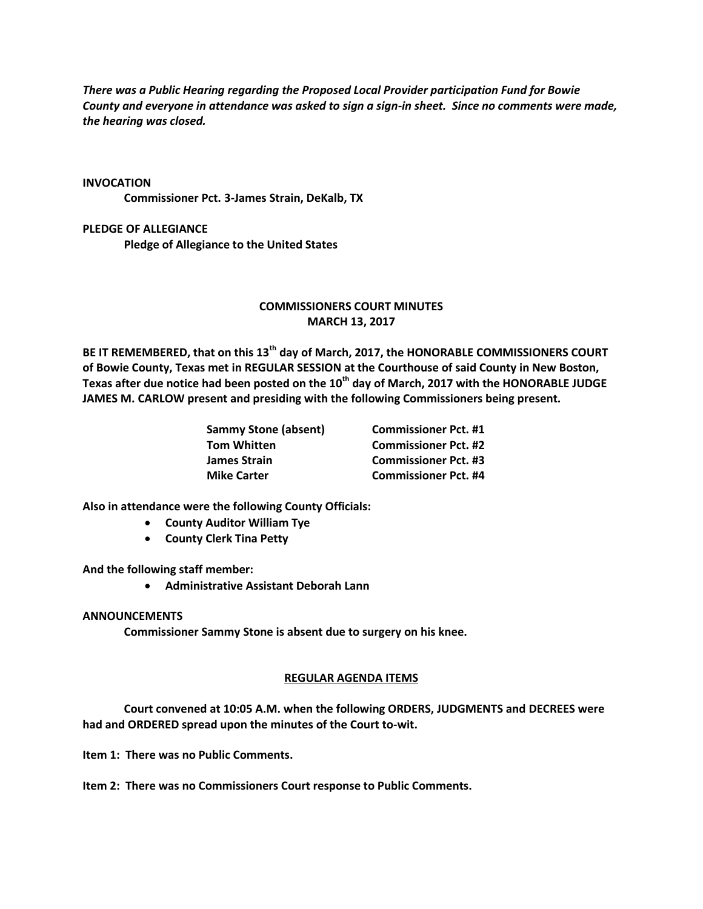***There was a Public Hearing regarding the Proposed Local Provider participation Fund for Bowie County and everyone in attendance was asked to sign a sign-in sheet. Since no comments were made, the hearing was closed.***

**INVOCATION**

**Commissioner Pct. 3-James Strain, DeKalb, TX**

**PLEDGE OF ALLEGIANCE**

**Pledge of Allegiance to the United States**

## COMMISSIONERS COURT MINUTES
## MARCH 13, 2017

**BE IT REMEMBERED, that on this 13th day of March, 2017, the HONORABLE COMMISSIONERS COURT of Bowie County, Texas met in REGULAR SESSION at the Courthouse of said County in New Boston, Texas after due notice had been posted on the 10th day of March, 2017 with the HONORABLE JUDGE JAMES M. CARLOW present and presiding with the following Commissioners being present.**

| | |
|---|---|
| **Sammy Stone (absent)** | **Commissioner Pct. #1** |
| **Tom Whitten** | **Commissioner Pct. #2** |
| **James Strain** | **Commissioner Pct. #3** |
| **Mike Carter** | **Commissioner Pct. #4** |

**Also in attendance were the following County Officials:**

- **County Auditor William Tye**
- **County Clerk Tina Petty**

**And the following staff member:**

- **Administrative Assistant Deborah Lann**

**ANNOUNCEMENTS**

**Commissioner Sammy Stone is absent due to surgery on his knee.**

## REGULAR AGENDA ITEMS

**Court convened at 10:05 A.M. when the following ORDERS, JUDGMENTS and DECREES were had and ORDERED spread upon the minutes of the Court to-wit.**

**Item 1: There was no Public Comments.**

**Item 2: There was no Commissioners Court response to Public Comments.**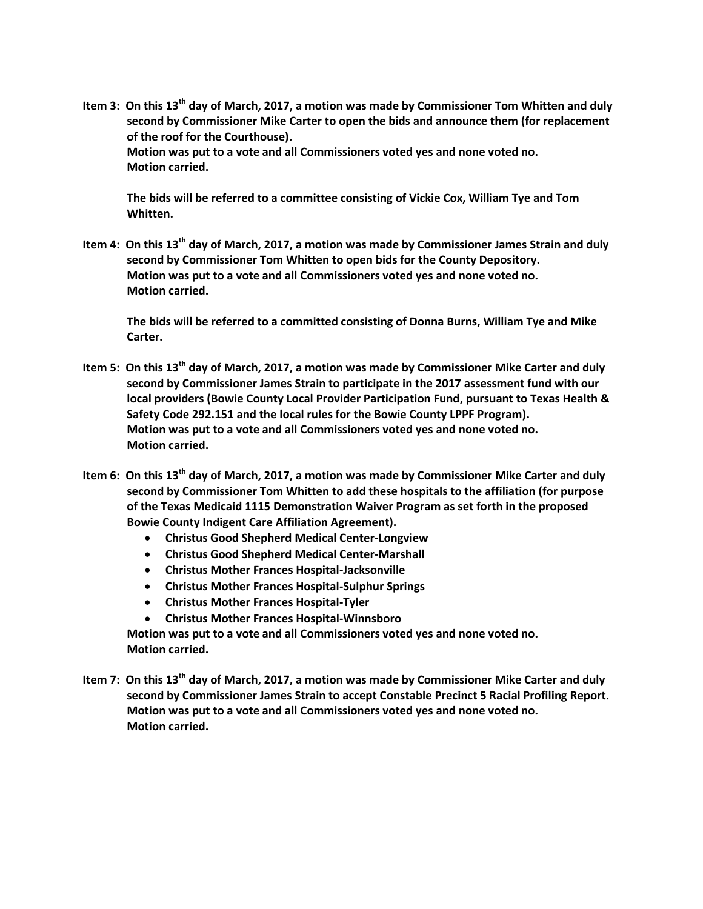**Item 3: On this 13th day of March, 2017, a motion was made by Commissioner Tom Whitten and duly second by Commissioner Mike Carter to open the bids and announce them (for replacement of the roof for the Courthouse).**
**Motion was put to a vote and all Commissioners voted yes and none voted no.**
**Motion carried.**

**The bids will be referred to a committee consisting of Vickie Cox, William Tye and Tom Whitten.**

**Item 4: On this 13th day of March, 2017, a motion was made by Commissioner James Strain and duly second by Commissioner Tom Whitten to open bids for the County Depository.**
**Motion was put to a vote and all Commissioners voted yes and none voted no.**
**Motion carried.**

**The bids will be referred to a committed consisting of Donna Burns, William Tye and Mike Carter.**

**Item 5: On this 13th day of March, 2017, a motion was made by Commissioner Mike Carter and duly second by Commissioner James Strain to participate in the 2017 assessment fund with our local providers (Bowie County Local Provider Participation Fund, pursuant to Texas Health & Safety Code 292.151 and the local rules for the Bowie County LPPF Program).**
**Motion was put to a vote and all Commissioners voted yes and none voted no.**
**Motion carried.**

**Item 6: On this 13th day of March, 2017, a motion was made by Commissioner Mike Carter and duly second by Commissioner Tom Whitten to add these hospitals to the affiliation (for purpose of the Texas Medicaid 1115 Demonstration Waiver Program as set forth in the proposed Bowie County Indigent Care Affiliation Agreement).**

- **Christus Good Shepherd Medical Center-Longview**
- **Christus Good Shepherd Medical Center-Marshall**
- **Christus Mother Frances Hospital-Jacksonville**
- **Christus Mother Frances Hospital-Sulphur Springs**
- **Christus Mother Frances Hospital-Tyler**
- **Christus Mother Frances Hospital-Winnsboro**

**Motion was put to a vote and all Commissioners voted yes and none voted no.**
**Motion carried.**

**Item 7: On this 13th day of March, 2017, a motion was made by Commissioner Mike Carter and duly second by Commissioner James Strain to accept Constable Precinct 5 Racial Profiling Report.**
**Motion was put to a vote and all Commissioners voted yes and none voted no.**
**Motion carried.**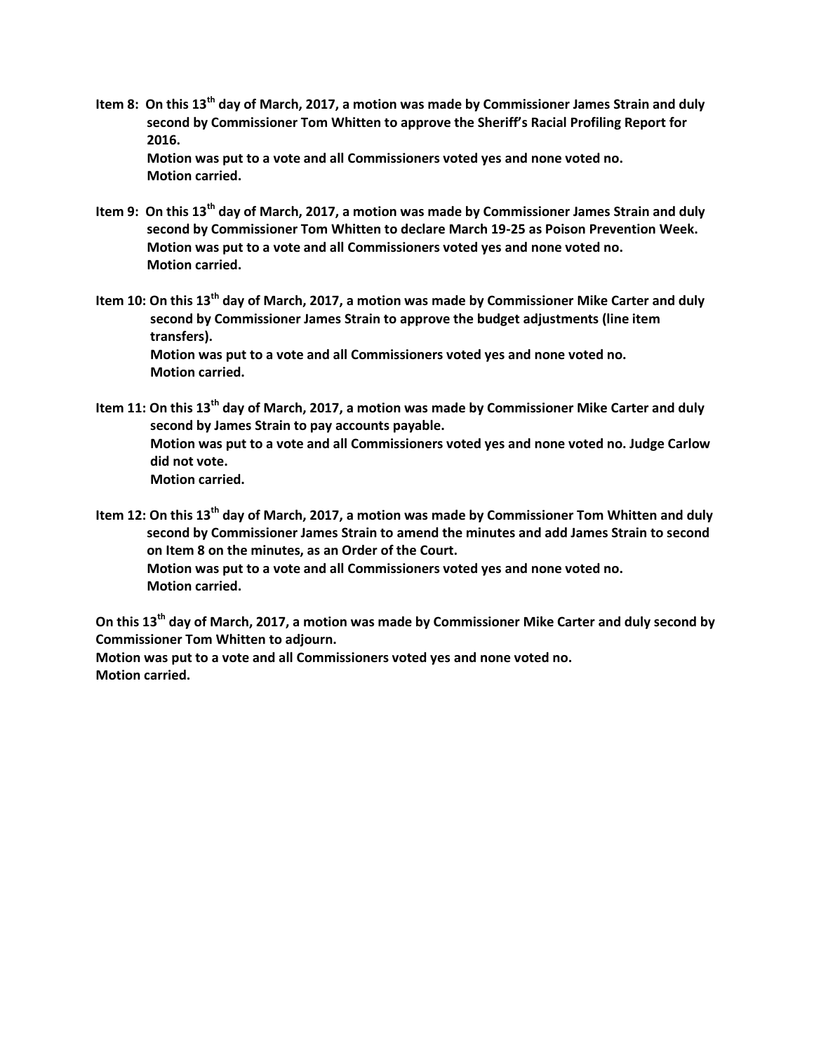**Item 8: On this 13th day of March, 2017, a motion was made by Commissioner James Strain and duly second by Commissioner Tom Whitten to approve the Sheriff's Racial Profiling Report for 2016.**
**Motion was put to a vote and all Commissioners voted yes and none voted no.**
**Motion carried.**

**Item 9: On this 13th day of March, 2017, a motion was made by Commissioner James Strain and duly second by Commissioner Tom Whitten to declare March 19-25 as Poison Prevention Week.**
**Motion was put to a vote and all Commissioners voted yes and none voted no.**
**Motion carried.**

**Item 10: On this 13th day of March, 2017, a motion was made by Commissioner Mike Carter and duly second by Commissioner James Strain to approve the budget adjustments (line item transfers).**
**Motion was put to a vote and all Commissioners voted yes and none voted no.**
**Motion carried.**

**Item 11: On this 13th day of March, 2017, a motion was made by Commissioner Mike Carter and duly second by James Strain to pay accounts payable.**
**Motion was put to a vote and all Commissioners voted yes and none voted no. Judge Carlow did not vote.**
**Motion carried.**

**Item 12: On this 13th day of March, 2017, a motion was made by Commissioner Tom Whitten and duly second by Commissioner James Strain to amend the minutes and add James Strain to second on Item 8 on the minutes, as an Order of the Court.**
**Motion was put to a vote and all Commissioners voted yes and none voted no.**
**Motion carried.**

**On this 13th day of March, 2017, a motion was made by Commissioner Mike Carter and duly second by Commissioner Tom Whitten to adjourn.**
**Motion was put to a vote and all Commissioners voted yes and none voted no.**
**Motion carried.**